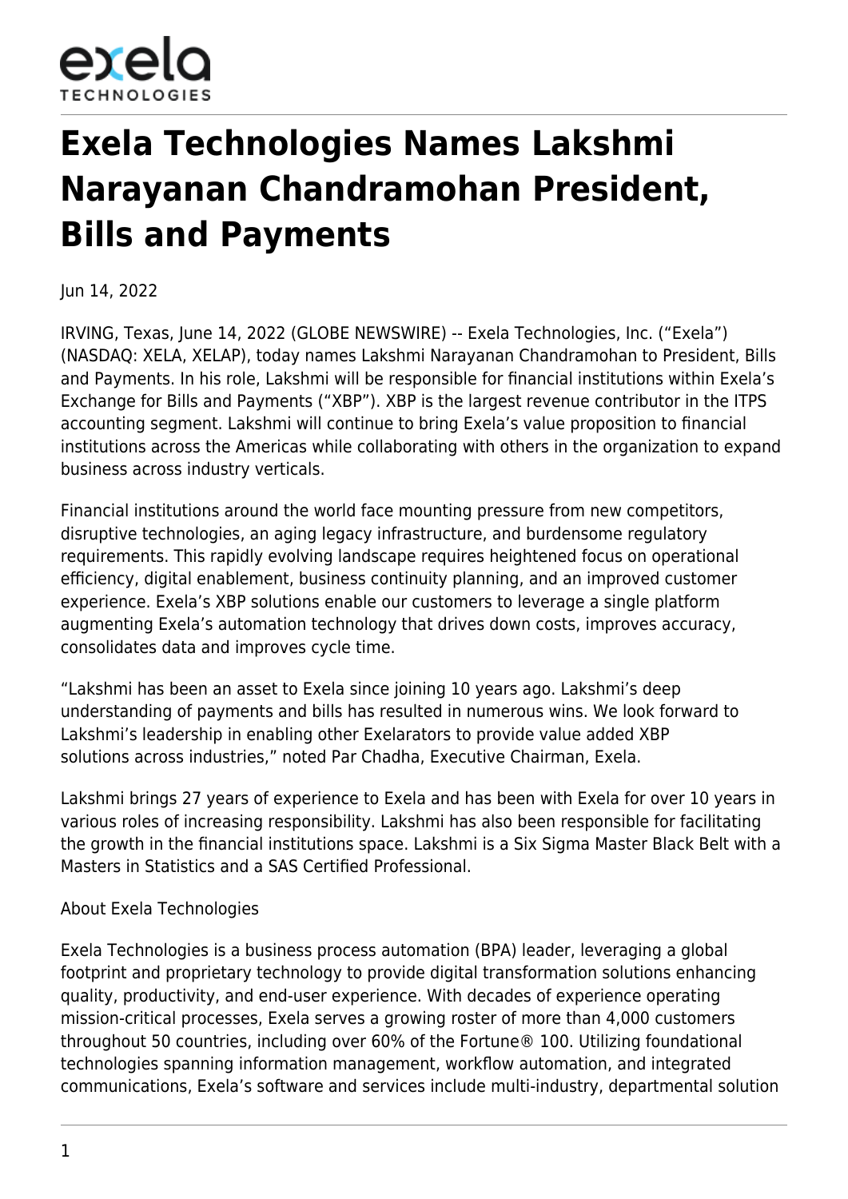# Exela Technologies Names Lakshmi Narayanan Chandramohan President, Bills and Payments

Jun 14, 2022

IRVING, Texas, June 14, 2022 (GLOBE NEWSWIRE) -- Exela Technologies, Inc. ("Exela") (NASDAQ: XELA, XELAP), today names Lakshmi Narayanan Chandramohan to President, Bills and Payments. In his role, Lakshmi will be responsible for financial institutions within Exela's Exchange for Bills and Payments ("XBP"). XBP is the largest revenue contributor in the ITPS accounting segment. Lakshmi will continue to bring Exela's value proposition to financial institutions across the Americas while collaborating with others in the organization to expand business across industry verticals.

Financial institutions around the world face mounting pressure from new competitors, disruptive technologies, an aging legacy infrastructure, and burdensome regulatory requirements. This rapidly evolving landscape requires heightened focus on operational efficiency, digital enablement, business continuity planning, and an improved customer experience. Exela's XBP solutions enable our customers to leverage a single platform augmenting Exela's automation technology that drives down costs, improves accuracy, consolidates data and improves cycle time.

"Lakshmi has been an asset to Exela since joining 10 years ago. Lakshmi's deep understanding of payments and bills has resulted in numerous wins. We look forward to Lakshmi's leadership in enabling other Exelarators to provide value added XBP solutions across industries," noted Par Chadha, Executive Chairman, Exela.

Lakshmi brings 27 years of experience to Exela and has been with Exela for over 10 years in various roles of increasing responsibility. Lakshmi has also been responsible for facilitating the growth in the financial institutions space. Lakshmi is a Six Sigma Master Black Belt with a Masters in Statistics and a SAS Certified Professional.

About Exela Technologies

Exela Technologies is a business process automation (BPA) leader, leveraging a global footprint and proprietary technology to provide digital transformation solutions enhancing quality, productivity, and end-user experience. With decades of experience operating mission-critical processes, Exela serves a growing roster of more than 4,000 customers throughout 50 countries, including over 60% of the Fortune® 100. Utilizing foundational technologies spanning information management, workflow automation, and integrated communications, Exela's software and services include multi-industry, departmental solution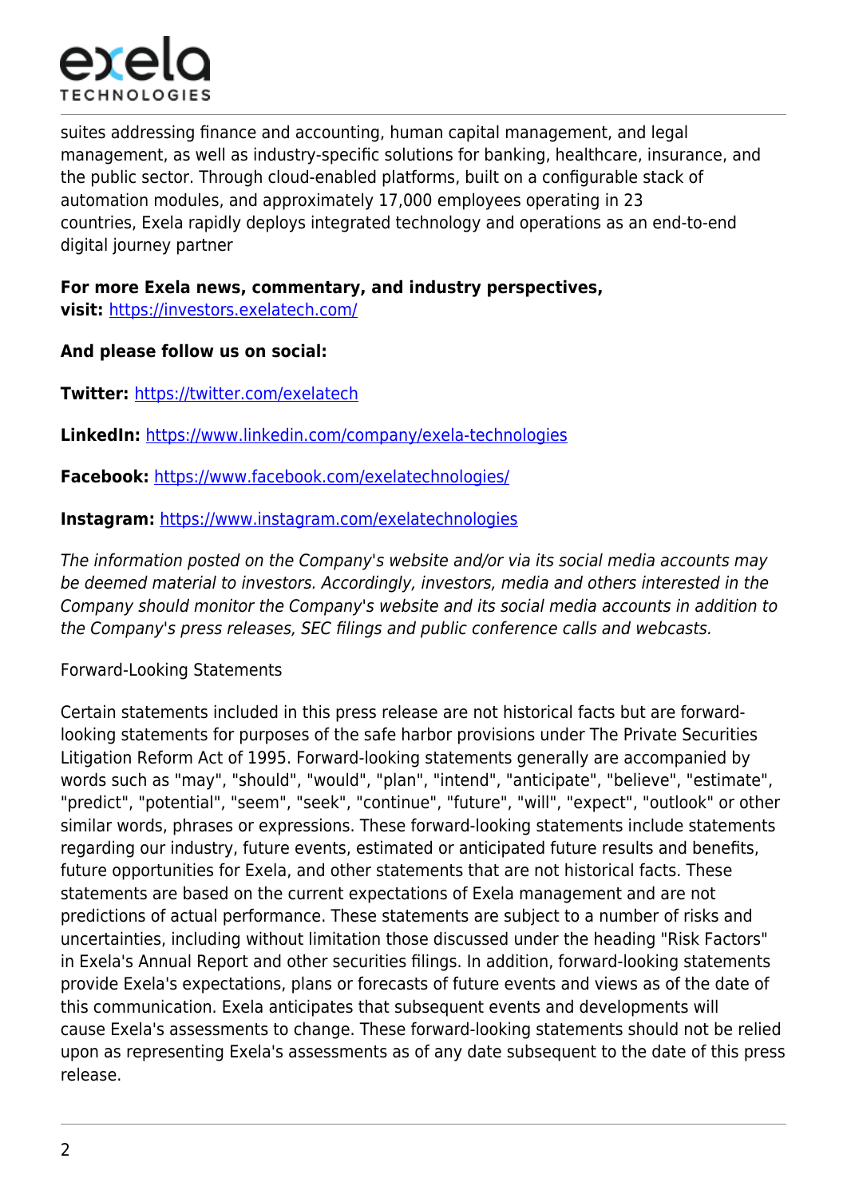suites addressing finance and accounting, human capital management, and legal management, as well as industry-specific solutions for banking, healthcare, insurance, and the public sector. Through cloud-enabled platforms, built on a configurable stack of automation modules, and approximately 17,000 employees operating in 23 countries, Exela rapidly deploys integrated technology and operations as an end-to-end digital journey partner

**For more Exela news, commentary, and industry perspectives, visit:** [https://investors.exelatech.com/](https://investors.exelatech.com/)

**And please follow us on social:**

**Twitter:** [https://twitter.com/exelatech](https://twitter.com/exelatech)

**LinkedIn:** [https://www.linkedin.com/company/exela-technologies](https://www.linkedin.com/company/exela-technologies)

**Facebook:** [https://www.facebook.com/exelatechnologies/](https://www.facebook.com/exelatechnologies/)

**Instagram:** [https://www.instagram.com/exelatechnologies](https://www.instagram.com/exelatechnologies)

*The information posted on the Company's website and/or via its social media accounts may be deemed material to investors. Accordingly, investors, media and others interested in the Company should monitor the Company's website and its social media accounts in addition to the Company's press releases, SEC filings and public conference calls and webcasts.*

Forward-Looking Statements

Certain statements included in this press release are not historical facts but are forward-looking statements for purposes of the safe harbor provisions under The Private Securities Litigation Reform Act of 1995. Forward-looking statements generally are accompanied by words such as "may", "should", "would", "plan", "intend", "anticipate", "believe", "estimate", "predict", "potential", "seem", "seek", "continue", "future", "will", "expect", "outlook" or other similar words, phrases or expressions. These forward-looking statements include statements regarding our industry, future events, estimated or anticipated future results and benefits, future opportunities for Exela, and other statements that are not historical facts. These statements are based on the current expectations of Exela management and are not predictions of actual performance. These statements are subject to a number of risks and uncertainties, including without limitation those discussed under the heading "Risk Factors" in Exela's Annual Report and other securities filings. In addition, forward-looking statements provide Exela's expectations, plans or forecasts of future events and views as of the date of this communication. Exela anticipates that subsequent events and developments will cause Exela's assessments to change. These forward-looking statements should not be relied upon as representing Exela's assessments as of any date subsequent to the date of this press release.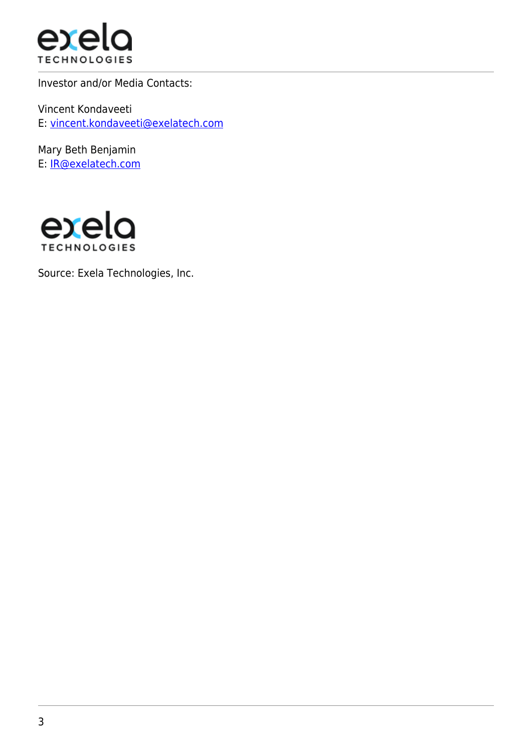Investor and/or Media Contacts:

Vincent Kondaveeti
E: [vincent.kondaveeti@exelatech.com](mailto:vincent.kondaveeti@exelatech.com)

Mary Beth Benjamin
E: [IR@exelatech.com](mailto:IR@exelatech.com)

Source: Exela Technologies, Inc.